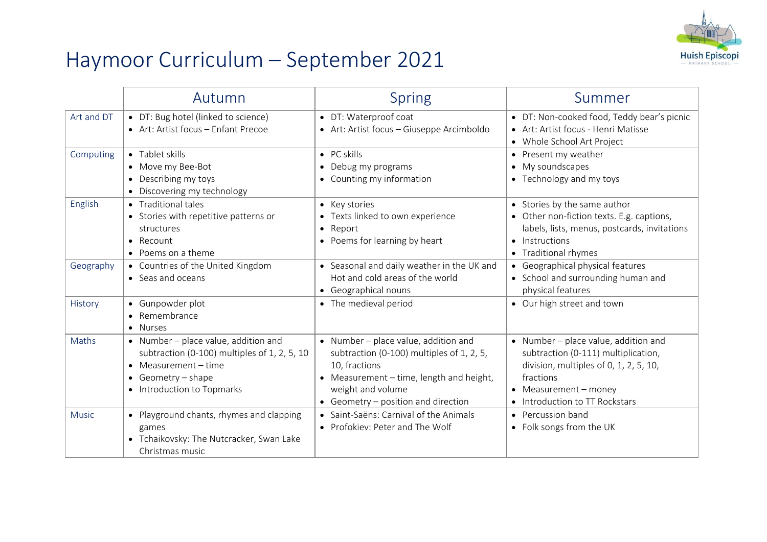# Haymoor Curriculum – September 2021

| | Autumn | Spring | Summer |
|---|---|---|---|
| Art and DT | • DT: Bug hotel (linked to science)<br>• Art: Artist focus – Enfant Precoe | • DT: Waterproof coat<br>• Art: Artist focus – Giuseppe Arcimboldo | • DT: Non-cooked food, Teddy bear's picnic<br>• Art: Artist focus - Henri Matisse<br>• Whole School Art Project |
| Computing | • Tablet skills<br>• Move my Bee-Bot<br>• Describing my toys<br>• Discovering my technology | • PC skills<br>• Debug my programs<br>• Counting my information | • Present my weather<br>• My soundscapes<br>• Technology and my toys |
| English | • Traditional tales<br>• Stories with repetitive patterns or structures<br>• Recount<br>• Poems on a theme | • Key stories<br>• Texts linked to own experience<br>• Report<br>• Poems for learning by heart | • Stories by the same author<br>• Other non-fiction texts. E.g. captions, labels, lists, menus, postcards, invitations<br>• Instructions<br>• Traditional rhymes |
| Geography | • Countries of the United Kingdom<br>• Seas and oceans | • Seasonal and daily weather in the UK and Hot and cold areas of the world<br>• Geographical nouns | • Geographical physical features<br>• School and surrounding human and physical features |
| History | • Gunpowder plot<br>• Remembrance<br>• Nurses | • The medieval period | • Our high street and town |
| Maths | • Number – place value, addition and subtraction (0-100) multiples of 1, 2, 5, 10<br>• Measurement – time<br>• Geometry – shape<br>• Introduction to Topmarks | • Number – place value, addition and subtraction (0-100) multiples of 1, 2, 5, 10, fractions<br>• Measurement – time, length and height, weight and volume<br>• Geometry – position and direction | • Number – place value, addition and subtraction (0-111) multiplication, division, multiples of 0, 1, 2, 5, 10, fractions<br>• Measurement – money<br>• Introduction to TT Rockstars |
| Music | • Playground chants, rhymes and clapping games<br>• Tchaikovsky: The Nutcracker, Swan Lake Christmas music | • Saint-Saëns: Carnival of the Animals<br>• Profokiev: Peter and The Wolf | • Percussion band<br>• Folk songs from the UK |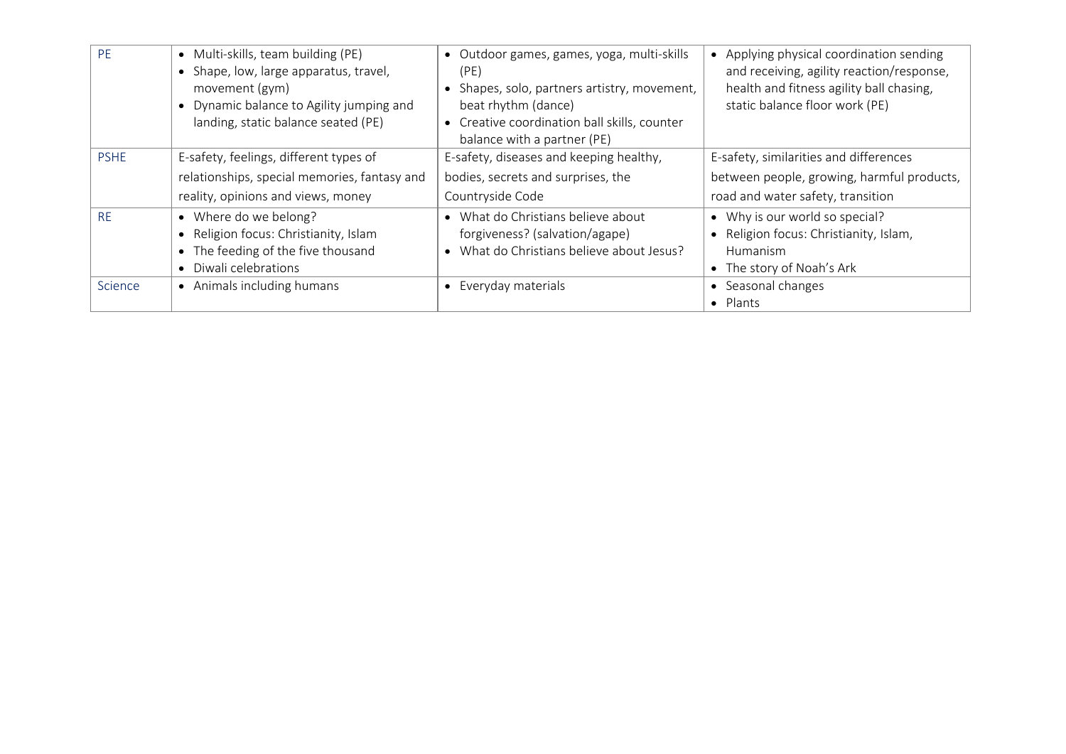| | | | |
|---|---|---|---|
| PE | • Multi-skills, team building (PE)<br>• Shape, low, large apparatus, travel, movement (gym)<br>• Dynamic balance to Agility jumping and landing, static balance seated (PE) | • Outdoor games, games, yoga, multi-skills (PE)<br>• Shapes, solo, partners artistry, movement, beat rhythm (dance)<br>• Creative coordination ball skills, counter balance with a partner (PE) | • Applying physical coordination sending and receiving, agility reaction/response, health and fitness agility ball chasing, static balance floor work (PE) |
| PSHE | E-safety, feelings, different types of relationships, special memories, fantasy and reality, opinions and views, money | E-safety, diseases and keeping healthy, bodies, secrets and surprises, the Countryside Code | E-safety, similarities and differences between people, growing, harmful products, road and water safety, transition |
| RE | • Where do we belong?<br>• Religion focus: Christianity, Islam<br>• The feeding of the five thousand<br>• Diwali celebrations | • What do Christians believe about forgiveness? (salvation/agape)<br>• What do Christians believe about Jesus? | • Why is our world so special?<br>• Religion focus: Christianity, Islam, Humanism<br>• The story of Noah's Ark |
| Science | • Animals including humans | • Everyday materials | • Seasonal changes<br>• Plants |